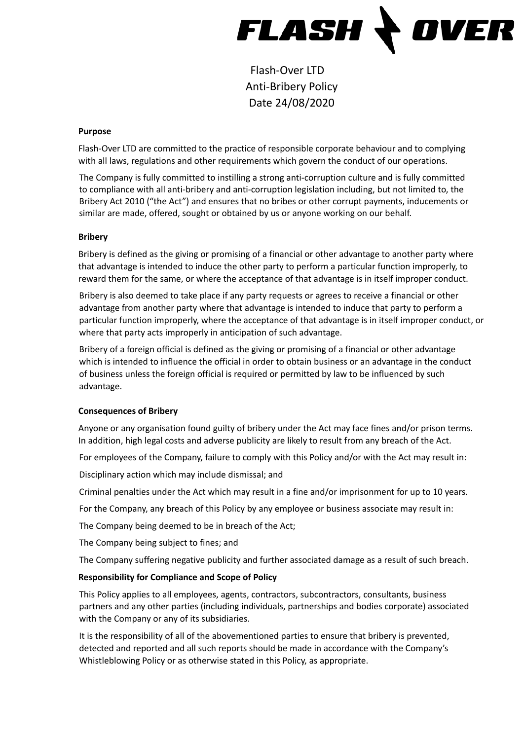# FLASH OVER

Flash-Over LTD
Anti-Bribery Policy
Date 24/08/2020

**Purpose**

Flash-Over LTD are committed to the practice of responsible corporate behaviour and to complying with all laws, regulations and other requirements which govern the conduct of our operations.

The Company is fully committed to instilling a strong anti-corruption culture and is fully committed to compliance with all anti-bribery and anti-corruption legislation including, but not limited to, the Bribery Act 2010 ("the Act") and ensures that no bribes or other corrupt payments, inducements or similar are made, offered, sought or obtained by us or anyone working on our behalf.

**Bribery**

Bribery is defined as the giving or promising of a financial or other advantage to another party where that advantage is intended to induce the other party to perform a particular function improperly, to reward them for the same, or where the acceptance of that advantage is in itself improper conduct.

Bribery is also deemed to take place if any party requests or agrees to receive a financial or other advantage from another party where that advantage is intended to induce that party to perform a particular function improperly, where the acceptance of that advantage is in itself improper conduct, or where that party acts improperly in anticipation of such advantage.

Bribery of a foreign official is defined as the giving or promising of a financial or other advantage which is intended to influence the official in order to obtain business or an advantage in the conduct of business unless the foreign official is required or permitted by law to be influenced by such advantage.

**Consequences of Bribery**

Anyone or any organisation found guilty of bribery under the Act may face fines and/or prison terms. In addition, high legal costs and adverse publicity are likely to result from any breach of the Act.

For employees of the Company, failure to comply with this Policy and/or with the Act may result in:

Disciplinary action which may include dismissal; and

Criminal penalties under the Act which may result in a fine and/or imprisonment for up to 10 years.

For the Company, any breach of this Policy by any employee or business associate may result in:

The Company being deemed to be in breach of the Act;

The Company being subject to fines; and

The Company suffering negative publicity and further associated damage as a result of such breach.

**Responsibility for Compliance and Scope of Policy**

This Policy applies to all employees, agents, contractors, subcontractors, consultants, business partners and any other parties (including individuals, partnerships and bodies corporate) associated with the Company or any of its subsidiaries.

It is the responsibility of all of the abovementioned parties to ensure that bribery is prevented, detected and reported and all such reports should be made in accordance with the Company's Whistleblowing Policy or as otherwise stated in this Policy, as appropriate.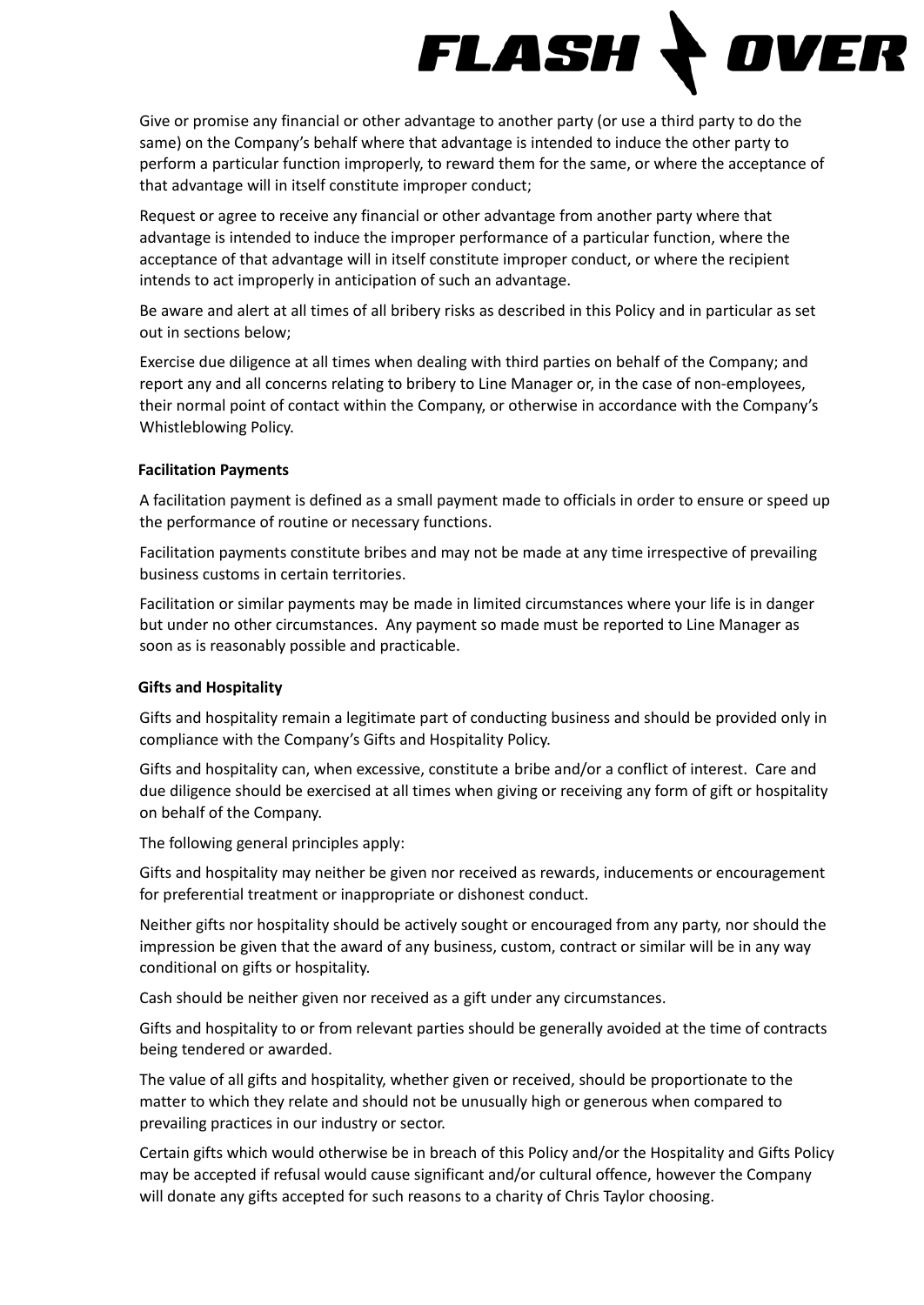Give or promise any financial or other advantage to another party (or use a third party to do the same) on the Company's behalf where that advantage is intended to induce the other party to perform a particular function improperly, to reward them for the same, or where the acceptance of that advantage will in itself constitute improper conduct;

Request or agree to receive any financial or other advantage from another party where that advantage is intended to induce the improper performance of a particular function, where the acceptance of that advantage will in itself constitute improper conduct, or where the recipient intends to act improperly in anticipation of such an advantage.

Be aware and alert at all times of all bribery risks as described in this Policy and in particular as set out in sections below;

Exercise due diligence at all times when dealing with third parties on behalf of the Company; and report any and all concerns relating to bribery to Line Manager or, in the case of non-employees, their normal point of contact within the Company, or otherwise in accordance with the Company's Whistleblowing Policy.

**Facilitation Payments**

A facilitation payment is defined as a small payment made to officials in order to ensure or speed up the performance of routine or necessary functions.

Facilitation payments constitute bribes and may not be made at any time irrespective of prevailing business customs in certain territories.

Facilitation or similar payments may be made in limited circumstances where your life is in danger but under no other circumstances. Any payment so made must be reported to Line Manager as soon as is reasonably possible and practicable.

**Gifts and Hospitality**

Gifts and hospitality remain a legitimate part of conducting business and should be provided only in compliance with the Company's Gifts and Hospitality Policy.

Gifts and hospitality can, when excessive, constitute a bribe and/or a conflict of interest. Care and due diligence should be exercised at all times when giving or receiving any form of gift or hospitality on behalf of the Company.

The following general principles apply:

Gifts and hospitality may neither be given nor received as rewards, inducements or encouragement for preferential treatment or inappropriate or dishonest conduct.

Neither gifts nor hospitality should be actively sought or encouraged from any party, nor should the impression be given that the award of any business, custom, contract or similar will be in any way conditional on gifts or hospitality.

Cash should be neither given nor received as a gift under any circumstances.

Gifts and hospitality to or from relevant parties should be generally avoided at the time of contracts being tendered or awarded.

The value of all gifts and hospitality, whether given or received, should be proportionate to the matter to which they relate and should not be unusually high or generous when compared to prevailing practices in our industry or sector.

Certain gifts which would otherwise be in breach of this Policy and/or the Hospitality and Gifts Policy may be accepted if refusal would cause significant and/or cultural offence, however the Company will donate any gifts accepted for such reasons to a charity of Chris Taylor choosing.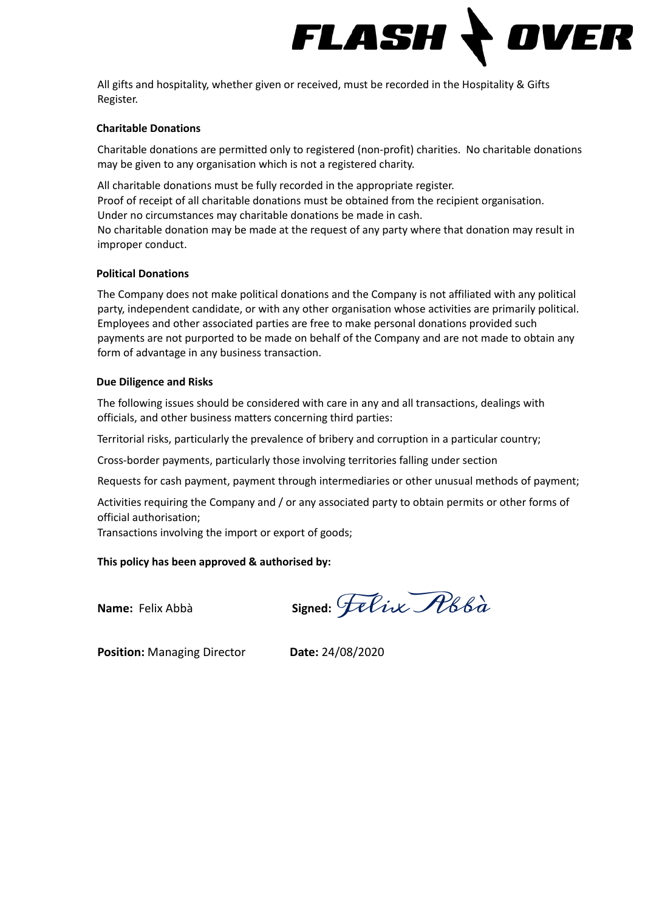All gifts and hospitality, whether given or received, must be recorded in the Hospitality & Gifts Register.

**Charitable Donations**

Charitable donations are permitted only to registered (non-profit) charities. No charitable donations may be given to any organisation which is not a registered charity.

All charitable donations must be fully recorded in the appropriate register.
Proof of receipt of all charitable donations must be obtained from the recipient organisation.
Under no circumstances may charitable donations be made in cash.
No charitable donation may be made at the request of any party where that donation may result in improper conduct.

**Political Donations**

The Company does not make political donations and the Company is not affiliated with any political party, independent candidate, or with any other organisation whose activities are primarily political. Employees and other associated parties are free to make personal donations provided such payments are not purported to be made on behalf of the Company and are not made to obtain any form of advantage in any business transaction.

**Due Diligence and Risks**

The following issues should be considered with care in any and all transactions, dealings with officials, and other business matters concerning third parties:

Territorial risks, particularly the prevalence of bribery and corruption in a particular country;

Cross-border payments, particularly those involving territories falling under section

Requests for cash payment, payment through intermediaries or other unusual methods of payment;

Activities requiring the Company and / or any associated party to obtain permits or other forms of official authorisation;
Transactions involving the import or export of goods;

**This policy has been approved & authorised by:**

**Name:** Felix Abbà **Signed:** Felix Abbà

**Position:** Managing Director **Date:** 24/08/2020